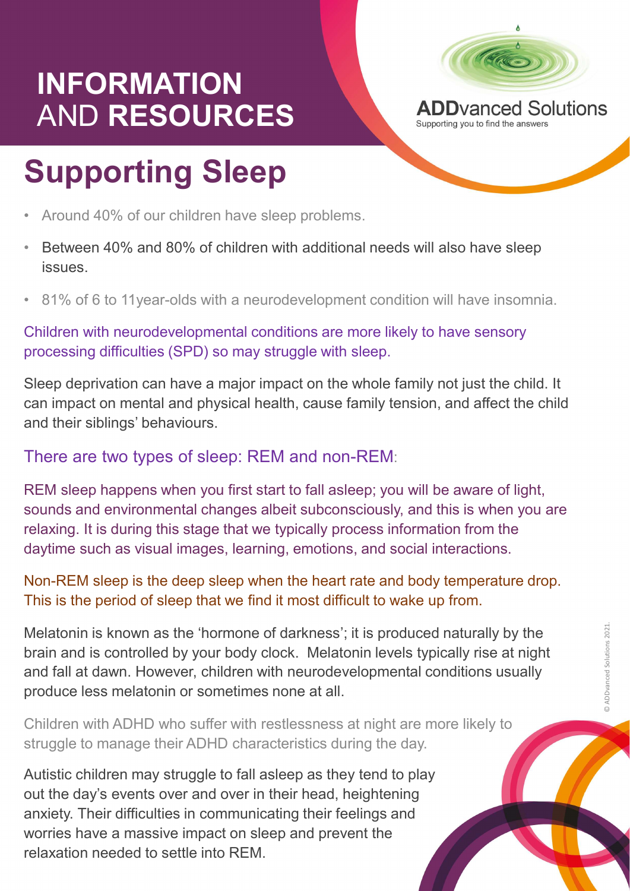# INFORMATION AND RESOURCES

ADDvanced Solutions

Supporting you to find the answers

## Supporting Sleep

- Around 40% of our children have sleep problems.
- Between 40% and 80% of children with additional needs will also have sleep issues.
- 81% of 6 to 11year-olds with a neurodevelopment condition will have insomnia.

Children with neurodevelopmental conditions are more likely to have sensory processing difficulties (SPD) so may struggle with sleep.

Sleep deprivation can have a major impact on the whole family not just the child. It can impact on mental and physical health, cause family tension, and affect the child and their siblings' behaviours.

### There are two types of sleep: REM and non-REM:

REM sleep happens when you first start to fall asleep; you will be aware of light, sounds and environmental changes albeit subconsciously, and this is when you are relaxing. It is during this stage that we typically process information from the daytime such as visual images, learning, emotions, and social interactions.

Non-REM sleep is the deep sleep when the heart rate and body temperature drop. This is the period of sleep that we find it most difficult to wake up from.

Melatonin is known as the 'hormone of darkness'; it is produced naturally by the brain and is controlled by your body clock. Melatonin levels typically rise at night and fall at dawn. However, children with neurodevelopmental conditions usually produce less melatonin or sometimes none at all.

Children with ADHD who suffer with restlessness at night are more likely to struggle to manage their ADHD characteristics during the day.

Autistic children may struggle to fall asleep as they tend to play out the day's events over and over in their head, heightening anxiety. Their difficulties in communicating their feelings and worries have a massive impact on sleep and prevent the relaxation needed to settle into REM.

© ADDvanced Solutions 2021.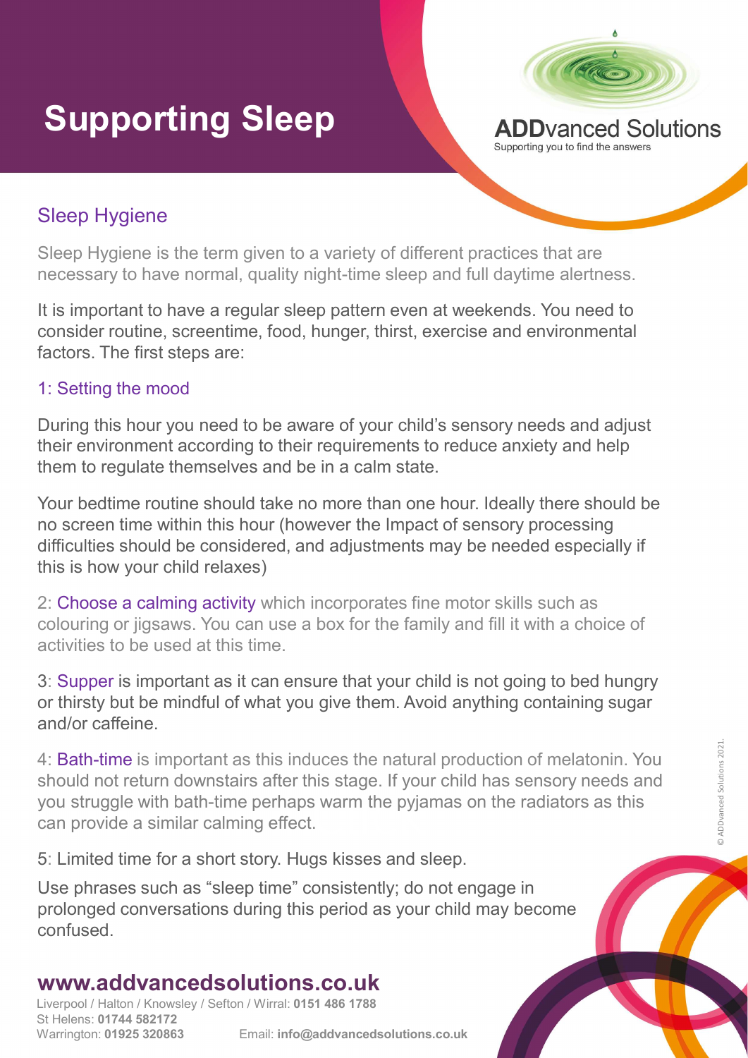# Supporting Sleep

**ADD**vanced Solutions
Supporting you to find the answers

## Sleep Hygiene

Sleep Hygiene is the term given to a variety of different practices that are necessary to have normal, quality night-time sleep and full daytime alertness.

It is important to have a regular sleep pattern even at weekends. You need to consider routine, screentime, food, hunger, thirst, exercise and environmental factors. The first steps are:

### 1: Setting the mood

During this hour you need to be aware of your child's sensory needs and adjust their environment according to their requirements to reduce anxiety and help them to regulate themselves and be in a calm state.

Your bedtime routine should take no more than one hour. Ideally there should be no screen time within this hour (however the Impact of sensory processing difficulties should be considered, and adjustments may be needed especially if this is how your child relaxes)

2: Choose a calming activity which incorporates fine motor skills such as colouring or jigsaws. You can use a box for the family and fill it with a choice of activities to be used at this time.

3: Supper is important as it can ensure that your child is not going to bed hungry or thirsty but be mindful of what you give them. Avoid anything containing sugar and/or caffeine.

4: Bath-time is important as this induces the natural production of melatonin. You should not return downstairs after this stage. If your child has sensory needs and you struggle with bath-time perhaps warm the pyjamas on the radiators as this can provide a similar calming effect.

5: Limited time for a short story. Hugs kisses and sleep.

Use phrases such as "sleep time" consistently; do not engage in prolonged conversations during this period as your child may become confused.

© ADDvanced Solutions 2021.

**www.addvancedsolutions.co.uk**

Liverpool / Halton / Knowsley / Sefton / Wirral: **0151 486 1788**
St Helens: **01744 582172**
Warrington: **01925 320863**
Email: **info@addvancedsolutions.co.uk**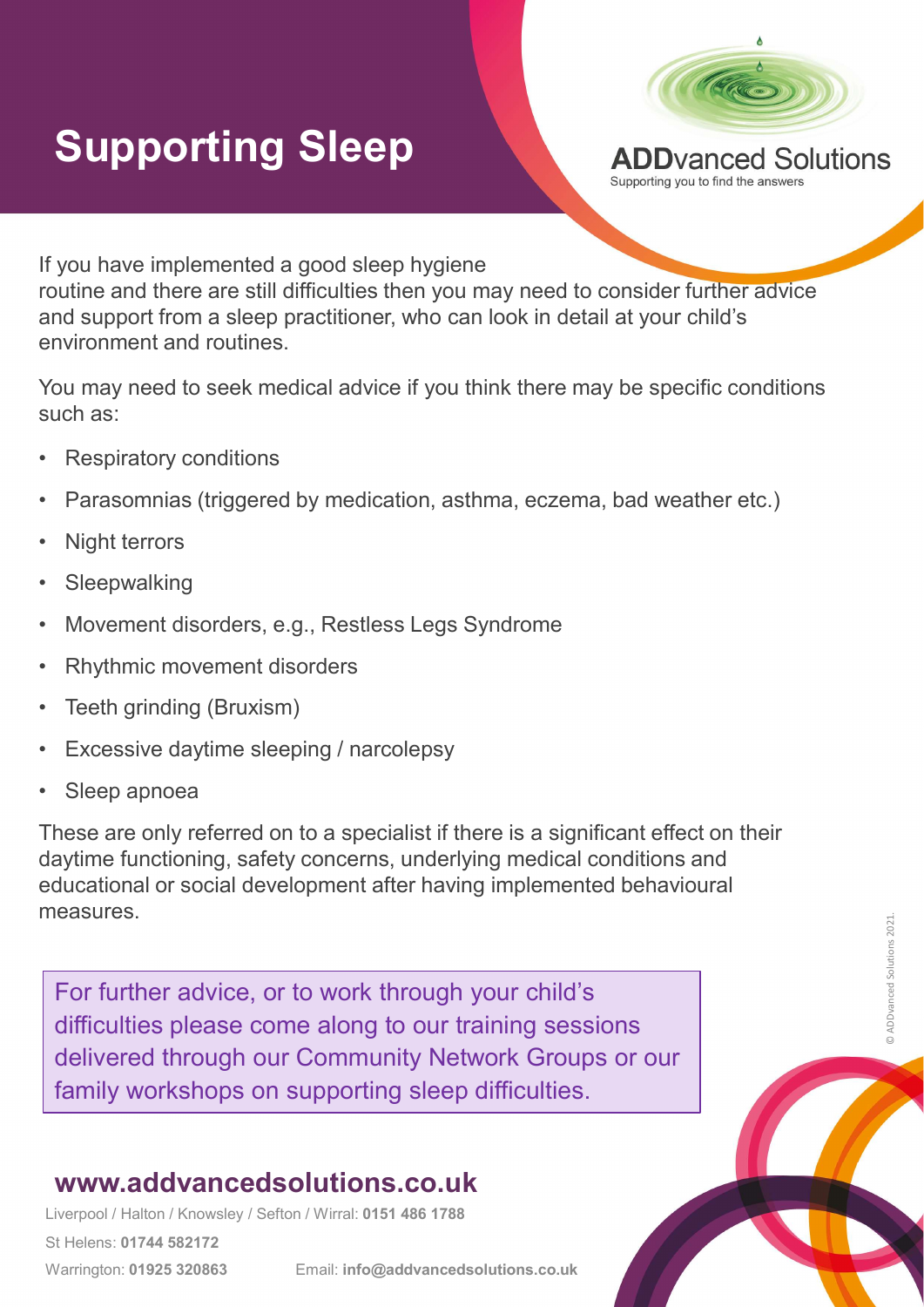# Supporting Sleep

**ADD**vanced Solutions

Supporting you to find the answers

If you have implemented a good sleep hygiene routine and there are still difficulties then you may need to consider further advice and support from a sleep practitioner, who can look in detail at your child's environment and routines.

You may need to seek medical advice if you think there may be specific conditions such as:

- Respiratory conditions
- Parasomnias (triggered by medication, asthma, eczema, bad weather etc.)
- Night terrors
- Sleepwalking
- Movement disorders, e.g., Restless Legs Syndrome
- Rhythmic movement disorders
- Teeth grinding (Bruxism)
- Excessive daytime sleeping / narcolepsy
- Sleep apnoea

These are only referred on to a specialist if there is a significant effect on their daytime functioning, safety concerns, underlying medical conditions and educational or social development after having implemented behavioural measures.

For further advice, or to work through your child's difficulties please come along to our training sessions delivered through our Community Network Groups or our family workshops on supporting sleep difficulties.

**www.addvancedsolutions.co.uk**

Liverpool / Halton / Knowsley / Sefton / Wirral: **0151 486 1788**

St Helens: **01744 582172**

Warrington: **01925 320863**

Email: **info@addvancedsolutions.co.uk**

© ADDvanced Solutions 2021.